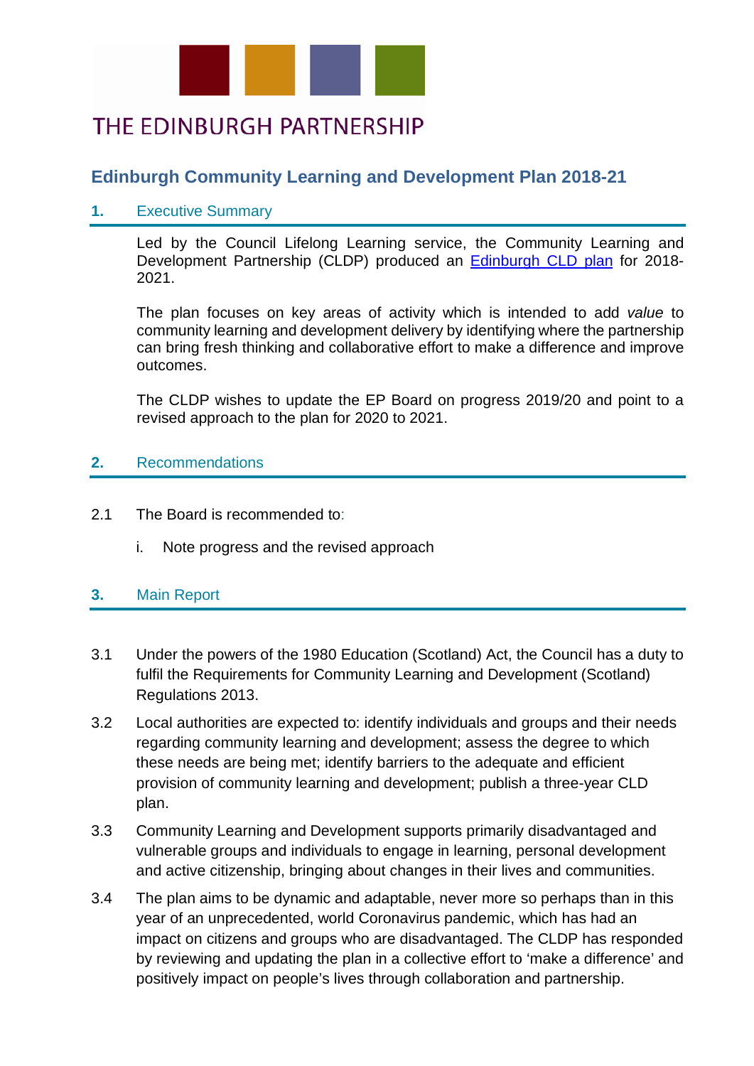THE EDINBURGH PARTNERSHIP

# Edinburgh Community Learning and Development Plan 2018-21

## 1. Executive Summary

Led by the Council Lifelong Learning service, the Community Learning and Development Partnership (CLDP) produced an Edinburgh CLD plan for 2018-2021.

The plan focuses on key areas of activity which is intended to add *value* to community learning and development delivery by identifying where the partnership can bring fresh thinking and collaborative effort to make a difference and improve outcomes.

The CLDP wishes to update the EP Board on progress 2019/20 and point to a revised approach to the plan for 2020 to 2021.

## 2. Recommendations

2.1 The Board is recommended to:

i. Note progress and the revised approach

## 3. Main Report

3.1 Under the powers of the 1980 Education (Scotland) Act, the Council has a duty to fulfil the Requirements for Community Learning and Development (Scotland) Regulations 2013.

3.2 Local authorities are expected to: identify individuals and groups and their needs regarding community learning and development; assess the degree to which these needs are being met; identify barriers to the adequate and efficient provision of community learning and development; publish a three-year CLD plan.

3.3 Community Learning and Development supports primarily disadvantaged and vulnerable groups and individuals to engage in learning, personal development and active citizenship, bringing about changes in their lives and communities.

3.4 The plan aims to be dynamic and adaptable, never more so perhaps than in this year of an unprecedented, world Coronavirus pandemic, which has had an impact on citizens and groups who are disadvantaged. The CLDP has responded by reviewing and updating the plan in a collective effort to 'make a difference' and positively impact on people's lives through collaboration and partnership.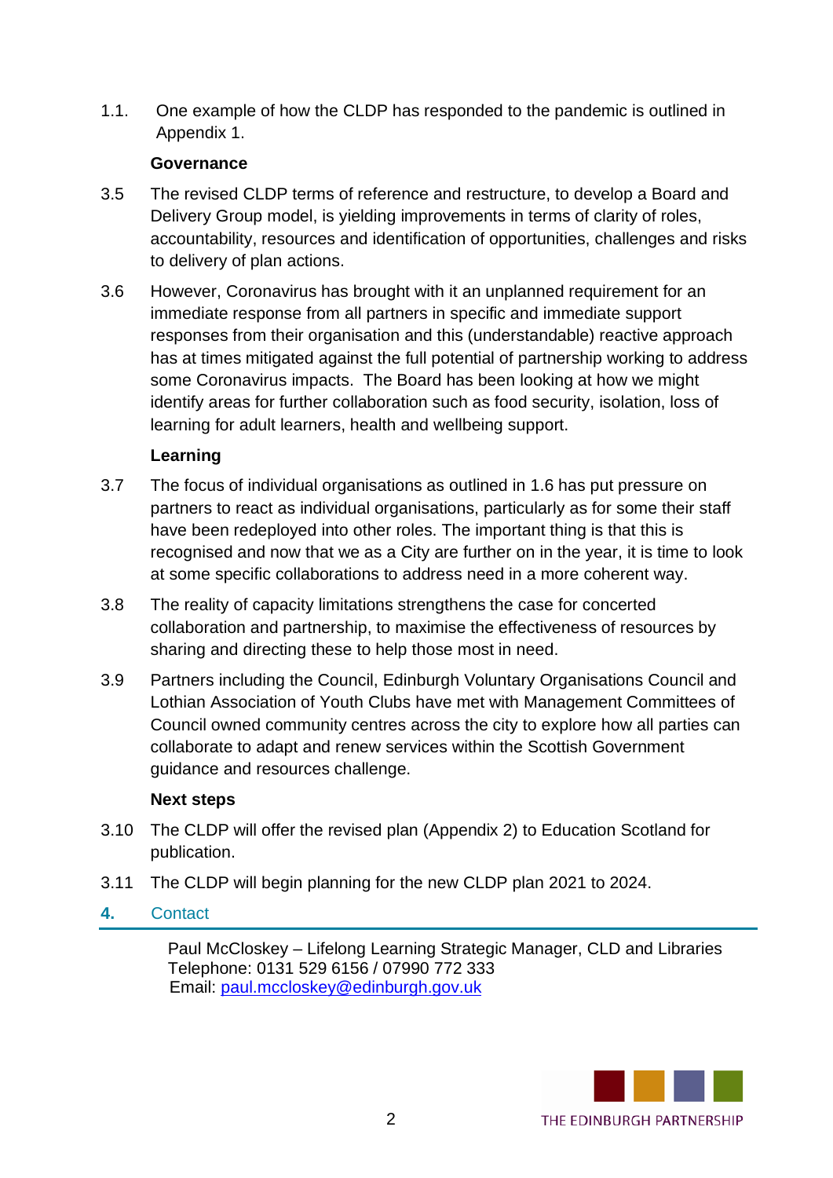1.1. One example of how the CLDP has responded to the pandemic is outlined in Appendix 1.

**Governance**

3.5 The revised CLDP terms of reference and restructure, to develop a Board and Delivery Group model, is yielding improvements in terms of clarity of roles, accountability, resources and identification of opportunities, challenges and risks to delivery of plan actions.

3.6 However, Coronavirus has brought with it an unplanned requirement for an immediate response from all partners in specific and immediate support responses from their organisation and this (understandable) reactive approach has at times mitigated against the full potential of partnership working to address some Coronavirus impacts. The Board has been looking at how we might identify areas for further collaboration such as food security, isolation, loss of learning for adult learners, health and wellbeing support.

**Learning**

3.7 The focus of individual organisations as outlined in 1.6 has put pressure on partners to react as individual organisations, particularly as for some their staff have been redeployed into other roles. The important thing is that this is recognised and now that we as a City are further on in the year, it is time to look at some specific collaborations to address need in a more coherent way.

3.8 The reality of capacity limitations strengthens the case for concerted collaboration and partnership, to maximise the effectiveness of resources by sharing and directing these to help those most in need.

3.9 Partners including the Council, Edinburgh Voluntary Organisations Council and Lothian Association of Youth Clubs have met with Management Committees of Council owned community centres across the city to explore how all parties can collaborate to adapt and renew services within the Scottish Government guidance and resources challenge.

**Next steps**

3.10 The CLDP will offer the revised plan (Appendix 2) to Education Scotland for publication.

3.11 The CLDP will begin planning for the new CLDP plan 2021 to 2024.

## 4. Contact

Paul McCloskey – Lifelong Learning Strategic Manager, CLD and Libraries
Telephone: 0131 529 6156 / 07990 772 333
Email: paul.mccloskey@edinburgh.gov.uk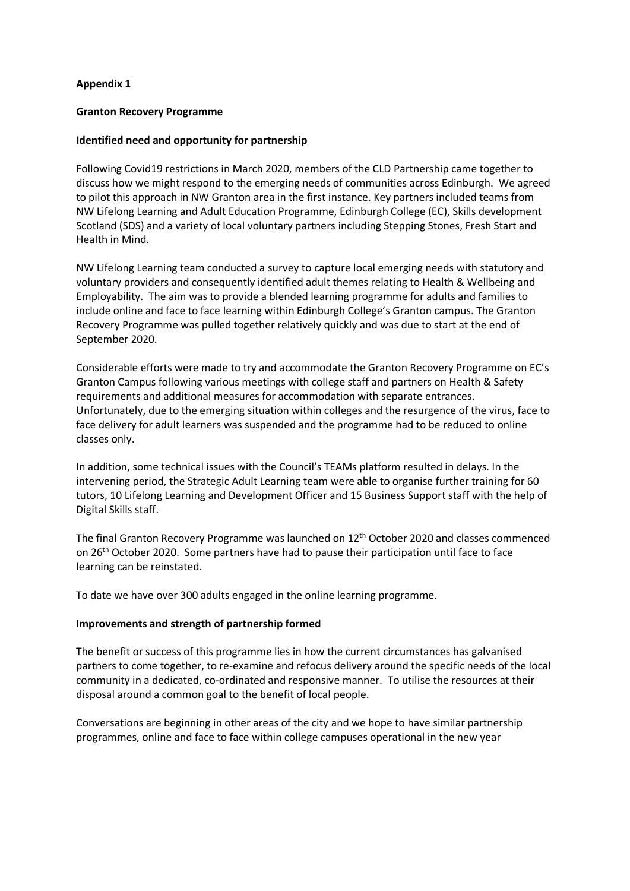**Appendix 1**

**Granton Recovery Programme**

**Identified need and opportunity for partnership**

Following Covid19 restrictions in March 2020, members of the CLD Partnership came together to discuss how we might respond to the emerging needs of communities across Edinburgh. We agreed to pilot this approach in NW Granton area in the first instance. Key partners included teams from NW Lifelong Learning and Adult Education Programme, Edinburgh College (EC), Skills development Scotland (SDS) and a variety of local voluntary partners including Stepping Stones, Fresh Start and Health in Mind.

NW Lifelong Learning team conducted a survey to capture local emerging needs with statutory and voluntary providers and consequently identified adult themes relating to Health & Wellbeing and Employability. The aim was to provide a blended learning programme for adults and families to include online and face to face learning within Edinburgh College's Granton campus. The Granton Recovery Programme was pulled together relatively quickly and was due to start at the end of September 2020.

Considerable efforts were made to try and accommodate the Granton Recovery Programme on EC's Granton Campus following various meetings with college staff and partners on Health & Safety requirements and additional measures for accommodation with separate entrances. Unfortunately, due to the emerging situation within colleges and the resurgence of the virus, face to face delivery for adult learners was suspended and the programme had to be reduced to online classes only.

In addition, some technical issues with the Council's TEAMs platform resulted in delays. In the intervening period, the Strategic Adult Learning team were able to organise further training for 60 tutors, 10 Lifelong Learning and Development Officer and 15 Business Support staff with the help of Digital Skills staff.

The final Granton Recovery Programme was launched on 12th October 2020 and classes commenced on 26th October 2020. Some partners have had to pause their participation until face to face learning can be reinstated.

To date we have over 300 adults engaged in the online learning programme.

**Improvements and strength of partnership formed**

The benefit or success of this programme lies in how the current circumstances has galvanised partners to come together, to re-examine and refocus delivery around the specific needs of the local community in a dedicated, co-ordinated and responsive manner. To utilise the resources at their disposal around a common goal to the benefit of local people.

Conversations are beginning in other areas of the city and we hope to have similar partnership programmes, online and face to face within college campuses operational in the new year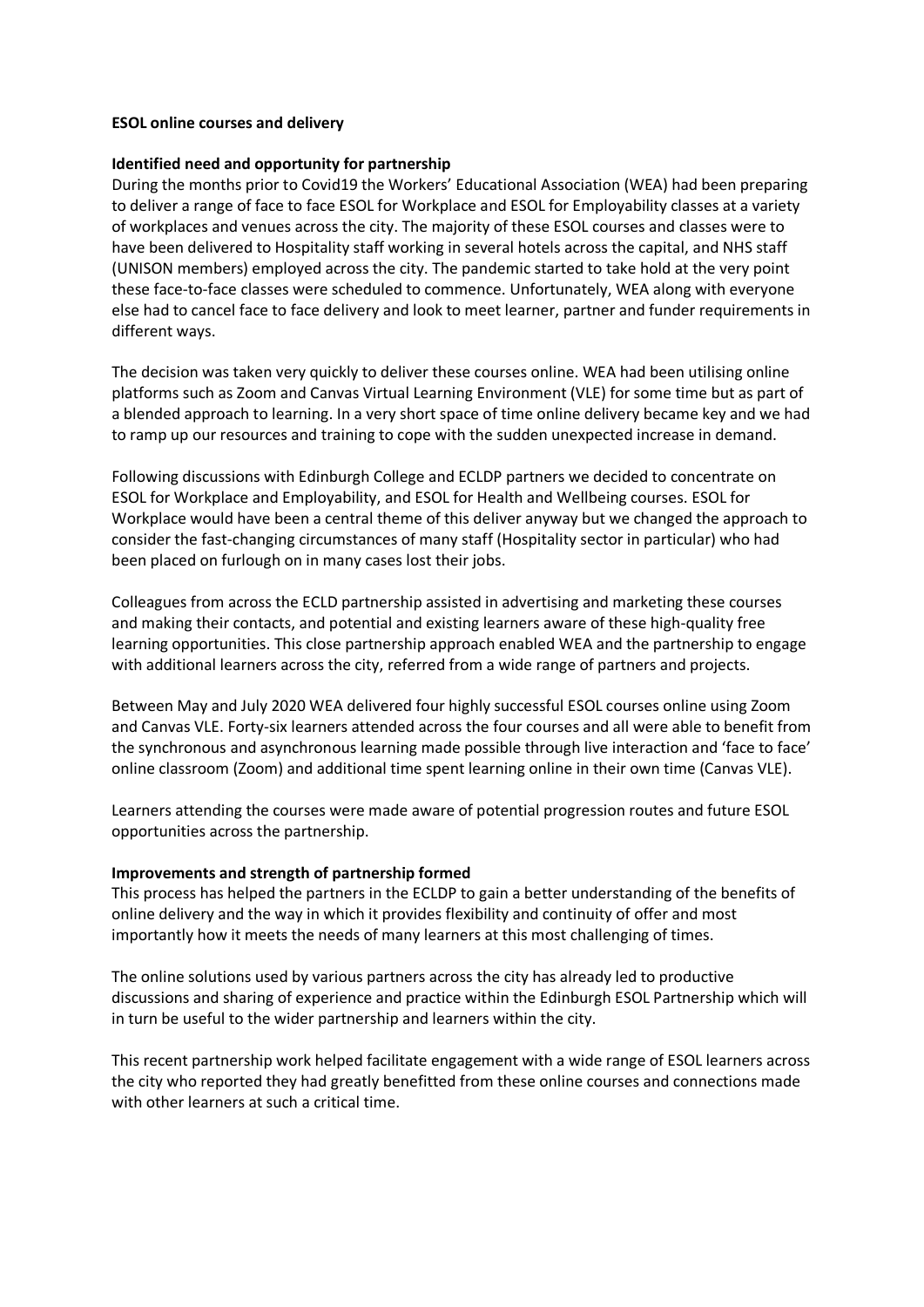**ESOL online courses and delivery**

**Identified need and opportunity for partnership**

During the months prior to Covid19 the Workers' Educational Association (WEA) had been preparing to deliver a range of face to face ESOL for Workplace and ESOL for Employability classes at a variety of workplaces and venues across the city. The majority of these ESOL courses and classes were to have been delivered to Hospitality staff working in several hotels across the capital, and NHS staff (UNISON members) employed across the city. The pandemic started to take hold at the very point these face-to-face classes were scheduled to commence. Unfortunately, WEA along with everyone else had to cancel face to face delivery and look to meet learner, partner and funder requirements in different ways.

The decision was taken very quickly to deliver these courses online. WEA had been utilising online platforms such as Zoom and Canvas Virtual Learning Environment (VLE) for some time but as part of a blended approach to learning. In a very short space of time online delivery became key and we had to ramp up our resources and training to cope with the sudden unexpected increase in demand.

Following discussions with Edinburgh College and ECLDP partners we decided to concentrate on ESOL for Workplace and Employability, and ESOL for Health and Wellbeing courses. ESOL for Workplace would have been a central theme of this deliver anyway but we changed the approach to consider the fast-changing circumstances of many staff (Hospitality sector in particular) who had been placed on furlough on in many cases lost their jobs.

Colleagues from across the ECLD partnership assisted in advertising and marketing these courses and making their contacts, and potential and existing learners aware of these high-quality free learning opportunities. This close partnership approach enabled WEA and the partnership to engage with additional learners across the city, referred from a wide range of partners and projects.

Between May and July 2020 WEA delivered four highly successful ESOL courses online using Zoom and Canvas VLE. Forty-six learners attended across the four courses and all were able to benefit from the synchronous and asynchronous learning made possible through live interaction and 'face to face' online classroom (Zoom) and additional time spent learning online in their own time (Canvas VLE).

Learners attending the courses were made aware of potential progression routes and future ESOL opportunities across the partnership.

**Improvements and strength of partnership formed**

This process has helped the partners in the ECLDP to gain a better understanding of the benefits of online delivery and the way in which it provides flexibility and continuity of offer and most importantly how it meets the needs of many learners at this most challenging of times.

The online solutions used by various partners across the city has already led to productive discussions and sharing of experience and practice within the Edinburgh ESOL Partnership which will in turn be useful to the wider partnership and learners within the city.

This recent partnership work helped facilitate engagement with a wide range of ESOL learners across the city who reported they had greatly benefitted from these online courses and connections made with other learners at such a critical time.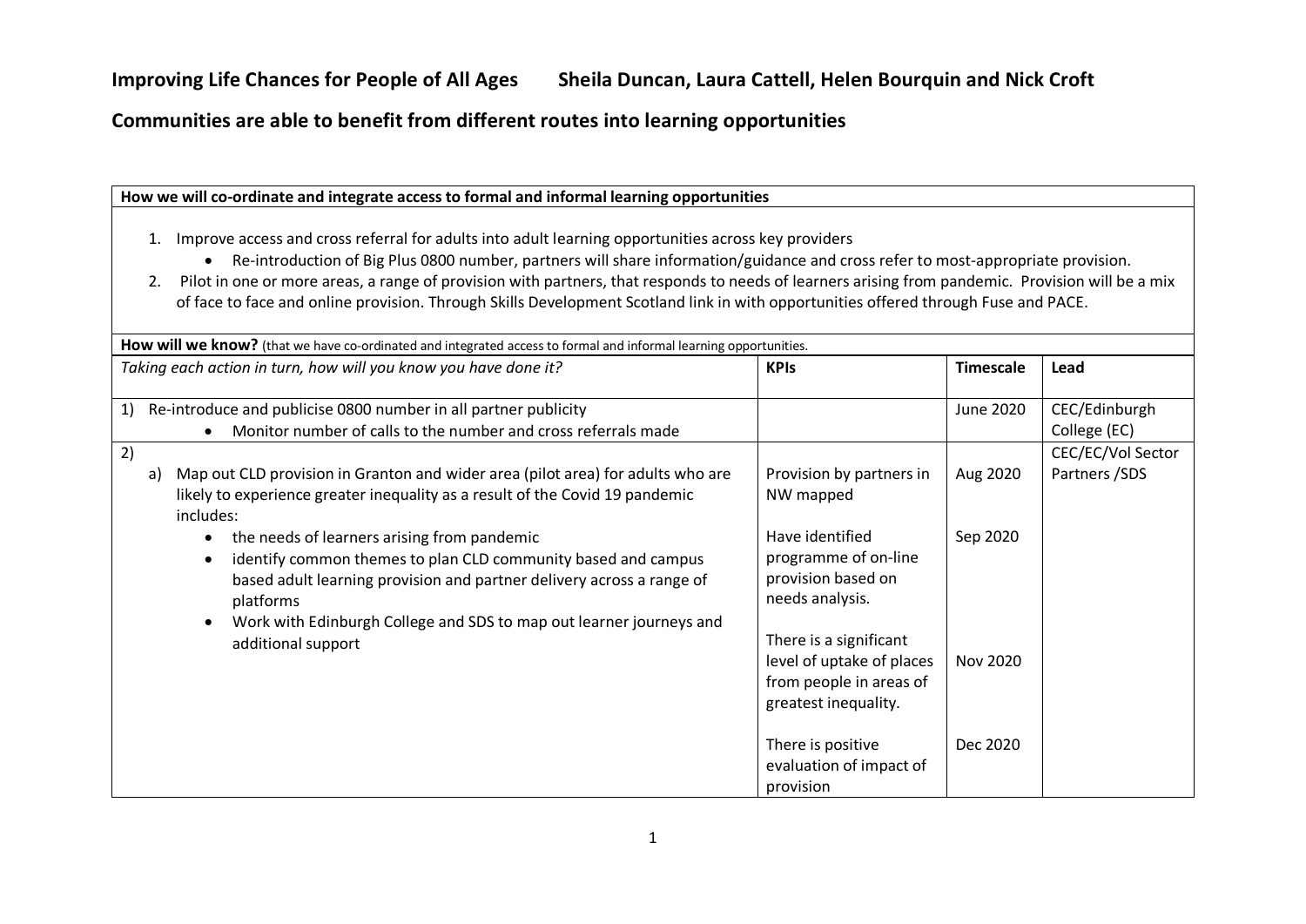# Improving Life Chances for People of All Ages — Sheila Duncan, Laura Cattell, Helen Bourquin and Nick Croft

## Communities are able to benefit from different routes into learning opportunities

**How we will co-ordinate and integrate access to formal and informal learning opportunities**

1. Improve access and cross referral for adults into adult learning opportunities across key providers
   - Re-introduction of Big Plus 0800 number, partners will share information/guidance and cross refer to most-appropriate provision.
2. Pilot in one or more areas, a range of provision with partners, that responds to needs of learners arising from pandemic. Provision will be a mix of face to face and online provision. Through Skills Development Scotland link in with opportunities offered through Fuse and PACE.

**How will we know?** (that we have co-ordinated and integrated access to formal and informal learning opportunities.

| *Taking each action in turn, how will you know you have done it?* | **KPIs** | **Timescale** | **Lead** |
|---|---|---|---|
| 1) Re-introduce and publicise 0800 number in all partner publicity<br>• Monitor number of calls to the number and cross referrals made | | June 2020 | CEC/Edinburgh College (EC) |
| 2)<br>a) Map out CLD provision in Granton and wider area (pilot area) for adults who are likely to experience greater inequality as a result of the Covid 19 pandemic includes:<br>• the needs of learners arising from pandemic<br>• identify common themes to plan CLD community based and campus based adult learning provision and partner delivery across a range of platforms<br>• Work with Edinburgh College and SDS to map out learner journeys and additional support | Provision by partners in NW mapped | Aug 2020 | CEC/EC/Vol Sector Partners /SDS |
| | Have identified programme of on-line provision based on needs analysis. | Sep 2020 | |
| | There is a significant level of uptake of places from people in areas of greatest inequality. | Nov 2020 | |
| | There is positive evaluation of impact of provision | Dec 2020 | |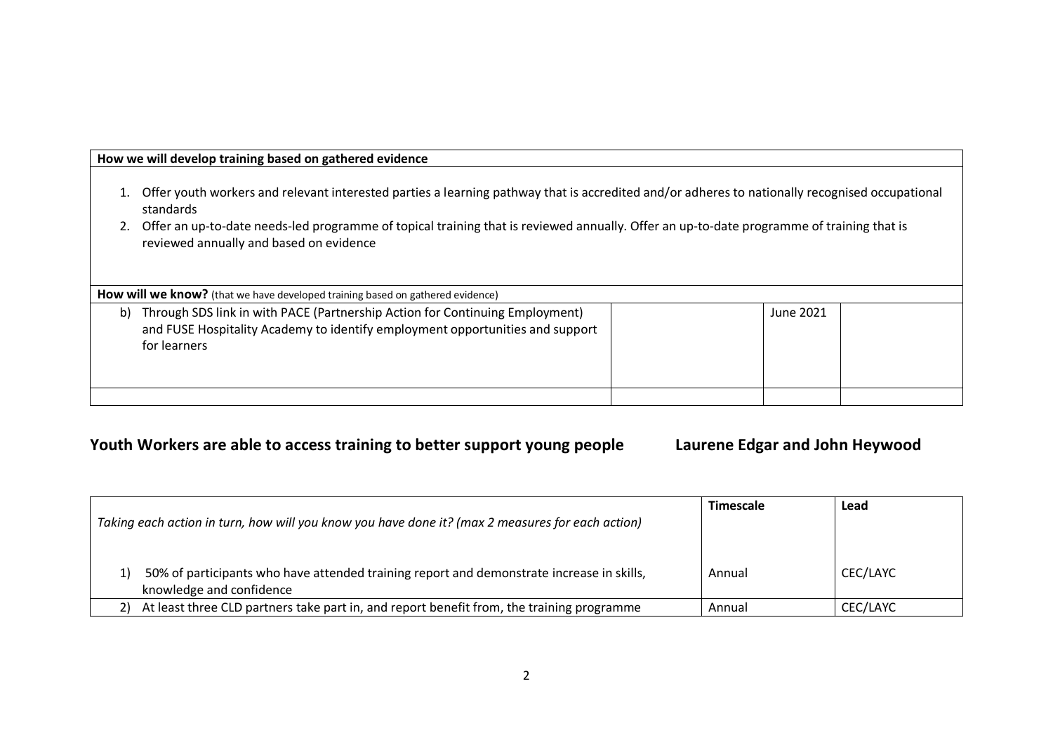| How we will develop training based on gathered evidence | | | |
|---|---|---|---|
| 1. Offer youth workers and relevant interested parties a learning pathway that is accredited and/or adheres to nationally recognised occupational standards<br>2. Offer an up-to-date needs-led programme of topical training that is reviewed annually. Offer an up-to-date programme of training that is reviewed annually and based on evidence | | | |
| **How will we know?** (that we have developed training based on gathered evidence) | | | |
| b) Through SDS link in with PACE (Partnership Action for Continuing Employment) and FUSE Hospitality Academy to identify employment opportunities and support for learners | | June 2021 | |
| | | | |

## Youth Workers are able to access training to better support young people — Laurene Edgar and John Heywood

| *Taking each action in turn, how will you know you have done it? (max 2 measures for each action)* | **Timescale** | **Lead** |
|---|---|---|
| 1) 50% of participants who have attended training report and demonstrate increase in skills, knowledge and confidence | Annual | CEC/LAYC |
| 2) At least three CLD partners take part in, and report benefit from, the training programme | Annual | CEC/LAYC |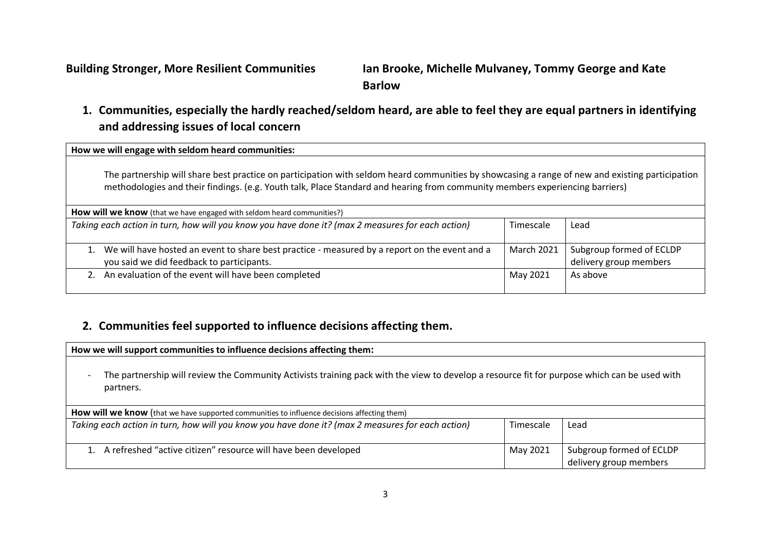**Building Stronger, More Resilient Communities** **Ian Brooke, Michelle Mulvaney, Tommy George and Kate Barlow**

## 1. Communities, especially the hardly reached/seldom heard, are able to feel they are equal partners in identifying and addressing issues of local concern

**How we will engage with seldom heard communities:**

The partnership will share best practice on participation with seldom heard communities by showcasing a range of new and existing participation methodologies and their findings. (e.g. Youth talk, Place Standard and hearing from community members experiencing barriers)

**How will we know** (that we have engaged with seldom heard communities?)

| *Taking each action in turn, how will you know you have done it? (max 2 measures for each action)* | Timescale | Lead |
|---|---|---|
| 1. We will have hosted an event to share best practice - measured by a report on the event and a you said we did feedback to participants. | March 2021 | Subgroup formed of ECLDP delivery group members |
| 2. An evaluation of the event will have been completed | May 2021 | As above |

## 2. Communities feel supported to influence decisions affecting them.

**How we will support communities to influence decisions affecting them:**

- The partnership will review the Community Activists training pack with the view to develop a resource fit for purpose which can be used with partners.

**How will we know** (that we have supported communities to influence decisions affecting them)

| *Taking each action in turn, how will you know you have done it? (max 2 measures for each action)* | Timescale | Lead |
|---|---|---|
| 1. A refreshed "active citizen" resource will have been developed | May 2021 | Subgroup formed of ECLDP delivery group members |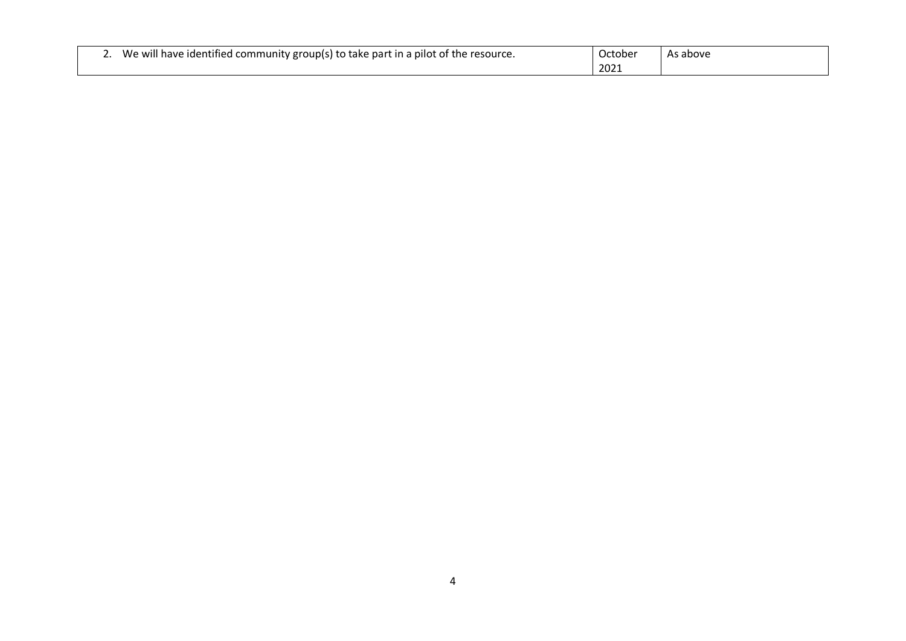| | | |
|---|---|---|
| 2. We will have identified community group(s) to take part in a pilot of the resource. | October 2021 | As above |